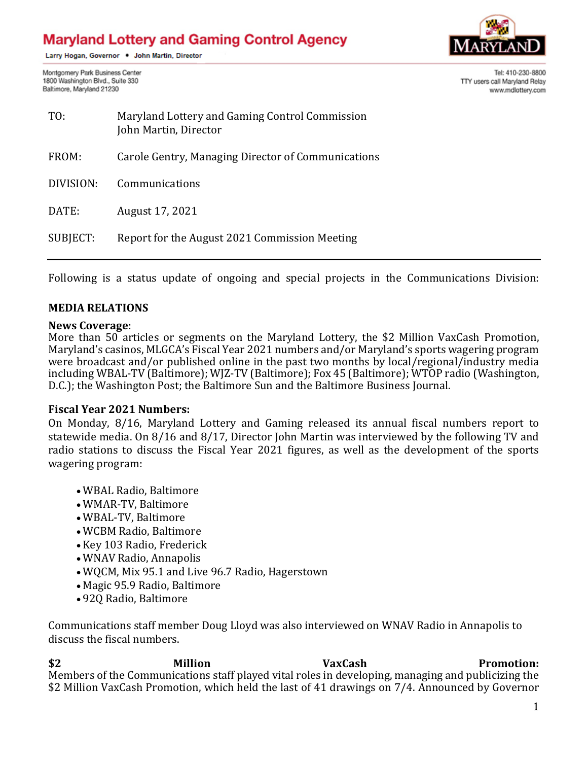# Maryland Lottery and Gaming Control Agency

Larry Hogan, Governor • John Martin, Director

Montgomery Park Business Center
1800 Washington Blvd., Suite 330
Baltimore, Maryland 21230

Tel: 410-230-8800
TTY users call Maryland Relay
www.mdlottery.com

| | |
|---|---|
| TO: | Maryland Lottery and Gaming Control Commission<br>John Martin, Director |
| FROM: | Carole Gentry, Managing Director of Communications |
| DIVISION: | Communications |
| DATE: | August 17, 2021 |
| SUBJECT: | Report for the August 2021 Commission Meeting |

---

Following is a status update of ongoing and special projects in the Communications Division:

## MEDIA RELATIONS

**News Coverage**:
More than 50 articles or segments on the Maryland Lottery, the $2 Million VaxCash Promotion, Maryland's casinos, MLGCA's Fiscal Year 2021 numbers and/or Maryland's sports wagering program were broadcast and/or published online in the past two months by local/regional/industry media including WBAL-TV (Baltimore); WJZ-TV (Baltimore); Fox 45 (Baltimore); WTOP radio (Washington, D.C.); the Washington Post; the Baltimore Sun and the Baltimore Business Journal.

**Fiscal Year 2021 Numbers:**
On Monday, 8/16, Maryland Lottery and Gaming released its annual fiscal numbers report to statewide media. On 8/16 and 8/17, Director John Martin was interviewed by the following TV and radio stations to discuss the Fiscal Year 2021 figures, as well as the development of the sports wagering program:

- WBAL Radio, Baltimore
- WMAR-TV, Baltimore
- WBAL-TV, Baltimore
- WCBM Radio, Baltimore
- Key 103 Radio, Frederick
- WNAV Radio, Annapolis
- WQCM, Mix 95.1 and Live 96.7 Radio, Hagerstown
- Magic 95.9 Radio, Baltimore
- 92Q Radio, Baltimore

Communications staff member Doug Lloyd was also interviewed on WNAV Radio in Annapolis to discuss the fiscal numbers.

**$2 Million VaxCash Promotion:**
Members of the Communications staff played vital roles in developing, managing and publicizing the $2 Million VaxCash Promotion, which held the last of 41 drawings on 7/4. Announced by Governor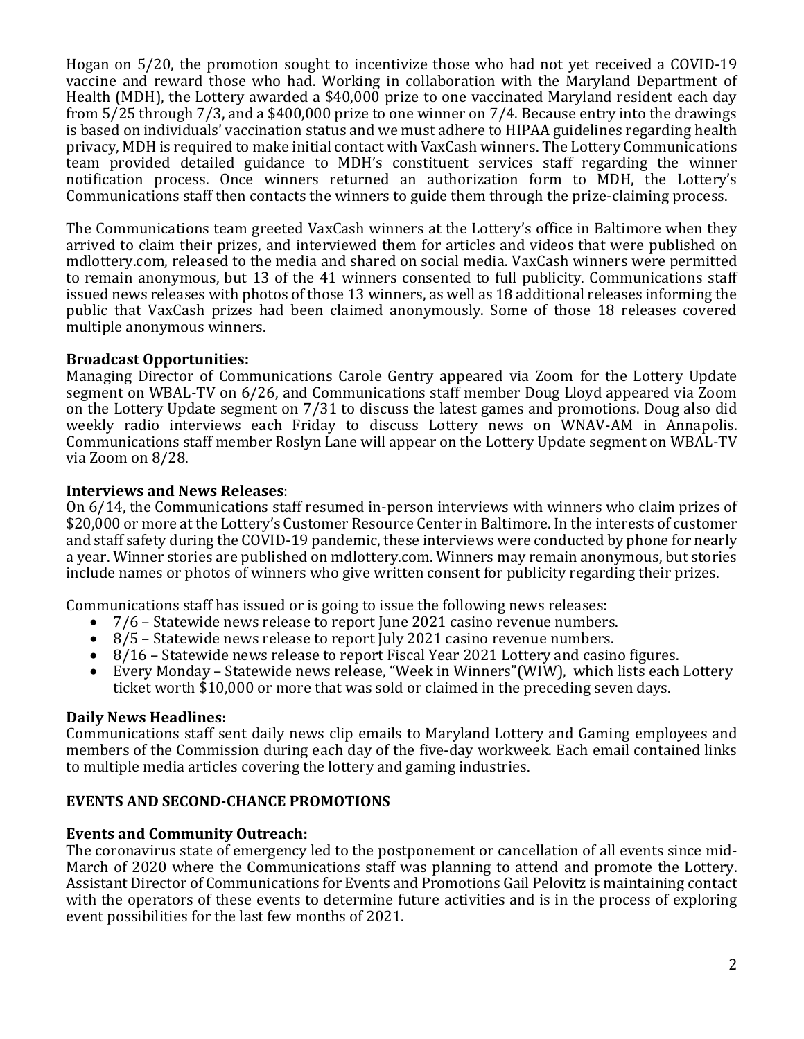Hogan on 5/20, the promotion sought to incentivize those who had not yet received a COVID-19 vaccine and reward those who had. Working in collaboration with the Maryland Department of Health (MDH), the Lottery awarded a $40,000 prize to one vaccinated Maryland resident each day from 5/25 through 7/3, and a $400,000 prize to one winner on 7/4. Because entry into the drawings is based on individuals' vaccination status and we must adhere to HIPAA guidelines regarding health privacy, MDH is required to make initial contact with VaxCash winners. The Lottery Communications team provided detailed guidance to MDH's constituent services staff regarding the winner notification process. Once winners returned an authorization form to MDH, the Lottery's Communications staff then contacts the winners to guide them through the prize-claiming process.

The Communications team greeted VaxCash winners at the Lottery's office in Baltimore when they arrived to claim their prizes, and interviewed them for articles and videos that were published on mdlottery.com, released to the media and shared on social media. VaxCash winners were permitted to remain anonymous, but 13 of the 41 winners consented to full publicity. Communications staff issued news releases with photos of those 13 winners, as well as 18 additional releases informing the public that VaxCash prizes had been claimed anonymously. Some of those 18 releases covered multiple anonymous winners.

**Broadcast Opportunities:**
Managing Director of Communications Carole Gentry appeared via Zoom for the Lottery Update segment on WBAL-TV on 6/26, and Communications staff member Doug Lloyd appeared via Zoom on the Lottery Update segment on 7/31 to discuss the latest games and promotions. Doug also did weekly radio interviews each Friday to discuss Lottery news on WNAV-AM in Annapolis. Communications staff member Roslyn Lane will appear on the Lottery Update segment on WBAL-TV via Zoom on 8/28.

**Interviews and News Releases**:
On 6/14, the Communications staff resumed in-person interviews with winners who claim prizes of $20,000 or more at the Lottery's Customer Resource Center in Baltimore. In the interests of customer and staff safety during the COVID-19 pandemic, these interviews were conducted by phone for nearly a year. Winner stories are published on mdlottery.com. Winners may remain anonymous, but stories include names or photos of winners who give written consent for publicity regarding their prizes.

Communications staff has issued or is going to issue the following news releases:

- 7/6 – Statewide news release to report June 2021 casino revenue numbers.
- 8/5 – Statewide news release to report July 2021 casino revenue numbers.
- 8/16 – Statewide news release to report Fiscal Year 2021 Lottery and casino figures.
- Every Monday – Statewide news release, "Week in Winners"(WIW), which lists each Lottery ticket worth $10,000 or more that was sold or claimed in the preceding seven days.

**Daily News Headlines:**
Communications staff sent daily news clip emails to Maryland Lottery and Gaming employees and members of the Commission during each day of the five-day workweek. Each email contained links to multiple media articles covering the lottery and gaming industries.

**EVENTS AND SECOND-CHANCE PROMOTIONS**

**Events and Community Outreach:**
The coronavirus state of emergency led to the postponement or cancellation of all events since mid-March of 2020 where the Communications staff was planning to attend and promote the Lottery. Assistant Director of Communications for Events and Promotions Gail Pelovitz is maintaining contact with the operators of these events to determine future activities and is in the process of exploring event possibilities for the last few months of 2021.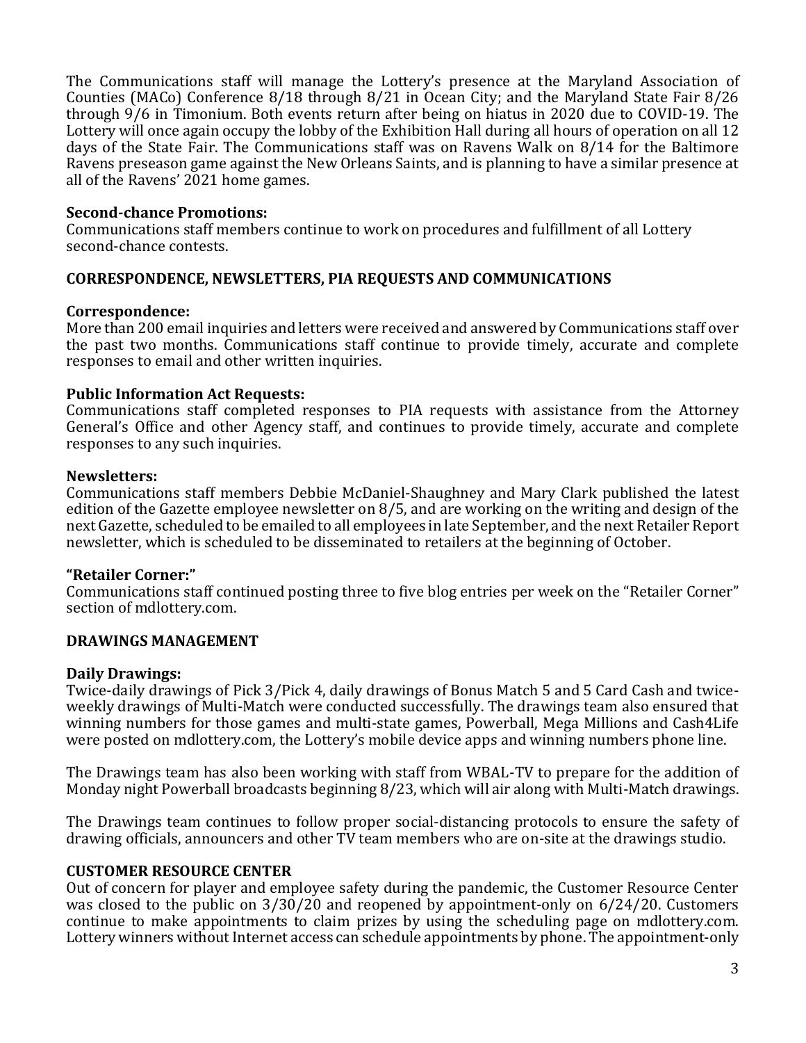The Communications staff will manage the Lottery's presence at the Maryland Association of Counties (MACo) Conference 8/18 through 8/21 in Ocean City; and the Maryland State Fair 8/26 through 9/6 in Timonium. Both events return after being on hiatus in 2020 due to COVID-19. The Lottery will once again occupy the lobby of the Exhibition Hall during all hours of operation on all 12 days of the State Fair. The Communications staff was on Ravens Walk on 8/14 for the Baltimore Ravens preseason game against the New Orleans Saints, and is planning to have a similar presence at all of the Ravens' 2021 home games.

**Second-chance Promotions:**
Communications staff members continue to work on procedures and fulfillment of all Lottery second-chance contests.

**CORRESPONDENCE, NEWSLETTERS, PIA REQUESTS AND COMMUNICATIONS**

**Correspondence:**
More than 200 email inquiries and letters were received and answered by Communications staff over the past two months. Communications staff continue to provide timely, accurate and complete responses to email and other written inquiries.

**Public Information Act Requests:**
Communications staff completed responses to PIA requests with assistance from the Attorney General's Office and other Agency staff, and continues to provide timely, accurate and complete responses to any such inquiries.

**Newsletters:**
Communications staff members Debbie McDaniel-Shaughney and Mary Clark published the latest edition of the Gazette employee newsletter on 8/5, and are working on the writing and design of the next Gazette, scheduled to be emailed to all employees in late September, and the next Retailer Report newsletter, which is scheduled to be disseminated to retailers at the beginning of October.

**"Retailer Corner:"**
Communications staff continued posting three to five blog entries per week on the "Retailer Corner" section of mdlottery.com.

**DRAWINGS MANAGEMENT**

**Daily Drawings:**
Twice-daily drawings of Pick 3/Pick 4, daily drawings of Bonus Match 5 and 5 Card Cash and twice-weekly drawings of Multi-Match were conducted successfully. The drawings team also ensured that winning numbers for those games and multi-state games, Powerball, Mega Millions and Cash4Life were posted on mdlottery.com, the Lottery's mobile device apps and winning numbers phone line.

The Drawings team has also been working with staff from WBAL-TV to prepare for the addition of Monday night Powerball broadcasts beginning 8/23, which will air along with Multi-Match drawings.

The Drawings team continues to follow proper social-distancing protocols to ensure the safety of drawing officials, announcers and other TV team members who are on-site at the drawings studio.

**CUSTOMER RESOURCE CENTER**
Out of concern for player and employee safety during the pandemic, the Customer Resource Center was closed to the public on 3/30/20 and reopened by appointment-only on 6/24/20. Customers continue to make appointments to claim prizes by using the scheduling page on mdlottery.com. Lottery winners without Internet access can schedule appointments by phone. The appointment-only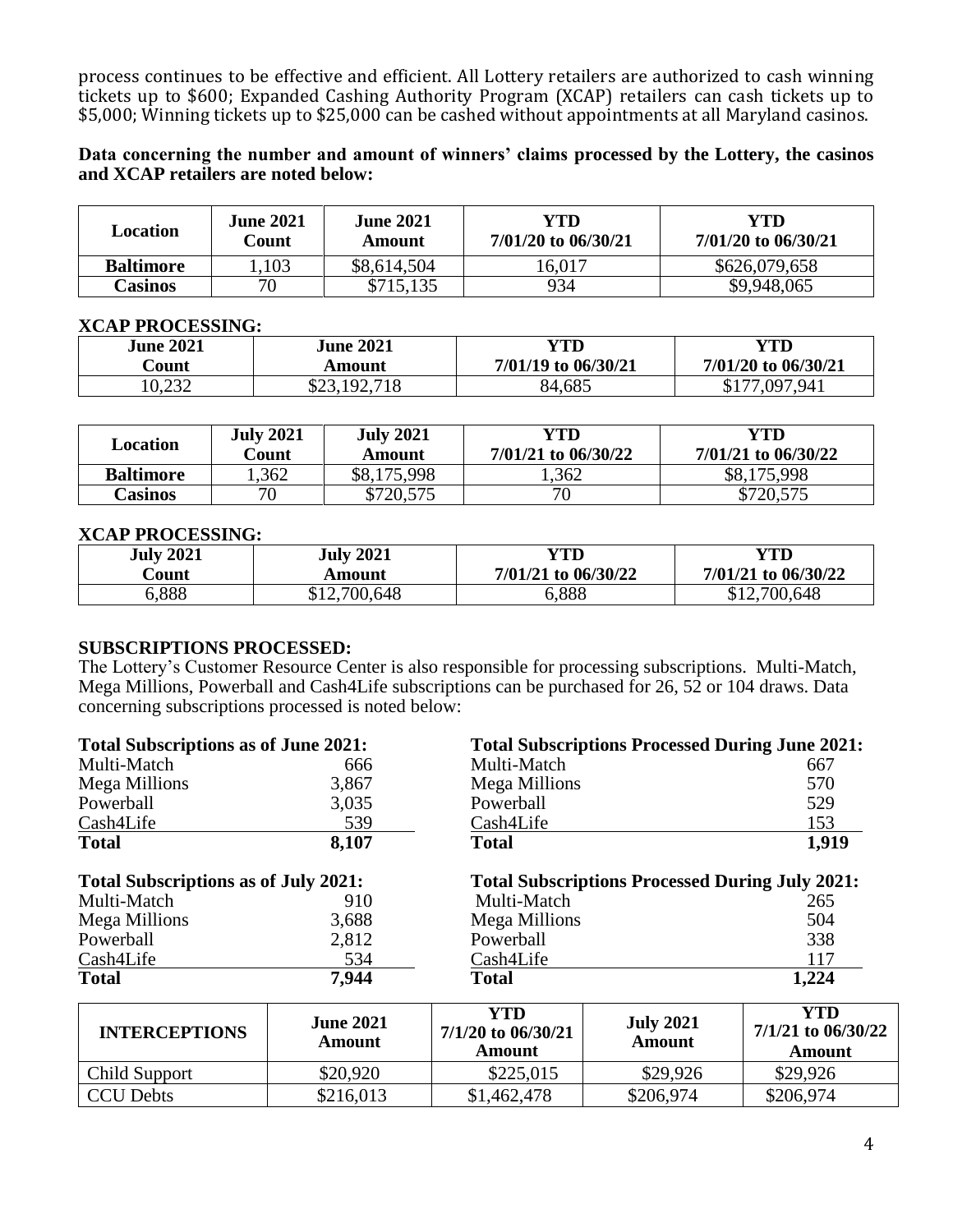process continues to be effective and efficient. All Lottery retailers are authorized to cash winning tickets up to $600; Expanded Cashing Authority Program (XCAP) retailers can cash tickets up to $5,000; Winning tickets up to $25,000 can be cashed without appointments at all Maryland casinos.

**Data concerning the number and amount of winners' claims processed by the Lottery, the casinos and XCAP retailers are noted below:**

| Location | June 2021 Count | June 2021 Amount | YTD 7/01/20 to 06/30/21 | YTD 7/01/20 to 06/30/21 |
|---|---|---|---|---|
| **Baltimore** | 1,103 | $8,614,504 | 16,017 | $626,079,658 |
| **Casinos** | 70 | $715,135 | 934 | $9,948,065 |

**XCAP PROCESSING:**

| June 2021 Count | June 2021 Amount | YTD 7/01/19 to 06/30/21 | YTD 7/01/20 to 06/30/21 |
|---|---|---|---|
| 10,232 | $23,192,718 | 84,685 | $177,097,941 |

| Location | July 2021 Count | July 2021 Amount | YTD 7/01/21 to 06/30/22 | YTD 7/01/21 to 06/30/22 |
|---|---|---|---|---|
| **Baltimore** | 1,362 | $8,175,998 | 1,362 | $8,175,998 |
| **Casinos** | 70 | $720,575 | 70 | $720,575 |

**XCAP PROCESSING:**

| July 2021 Count | July 2021 Amount | YTD 7/01/21 to 06/30/22 | YTD 7/01/21 to 06/30/22 |
|---|---|---|---|
| 6,888 | $12,700,648 | 6,888 | $12,700,648 |

**SUBSCRIPTIONS PROCESSED:**

The Lottery's Customer Resource Center is also responsible for processing subscriptions. Multi-Match, Mega Millions, Powerball and Cash4Life subscriptions can be purchased for 26, 52 or 104 draws. Data concerning subscriptions processed is noted below:

| **Total Subscriptions as of June 2021:** | |
|---|---|
| Multi-Match | 666 |
| Mega Millions | 3,867 |
| Powerball | 3,035 |
| Cash4Life | 539 |
| **Total** | **8,107** |

| **Total Subscriptions Processed During June 2021:** | |
|---|---|
| Multi-Match | 667 |
| Mega Millions | 570 |
| Powerball | 529 |
| Cash4Life | 153 |
| **Total** | **1,919** |

| **Total Subscriptions as of July 2021:** | |
|---|---|
| Multi-Match | 910 |
| Mega Millions | 3,688 |
| Powerball | 2,812 |
| Cash4Life | 534 |
| **Total** | **7,944** |

| **Total Subscriptions Processed During July 2021:** | |
|---|---|
| Multi-Match | 265 |
| Mega Millions | 504 |
| Powerball | 338 |
| Cash4Life | 117 |
| **Total** | **1,224** |

| INTERCEPTIONS | June 2021 Amount | YTD 7/1/20 to 06/30/21 Amount | July 2021 Amount | YTD 7/1/21 to 06/30/22 Amount |
|---|---|---|---|---|
| Child Support | $20,920 | $225,015 | $29,926 | $29,926 |
| CCU Debts | $216,013 | $1,462,478 | $206,974 | $206,974 |